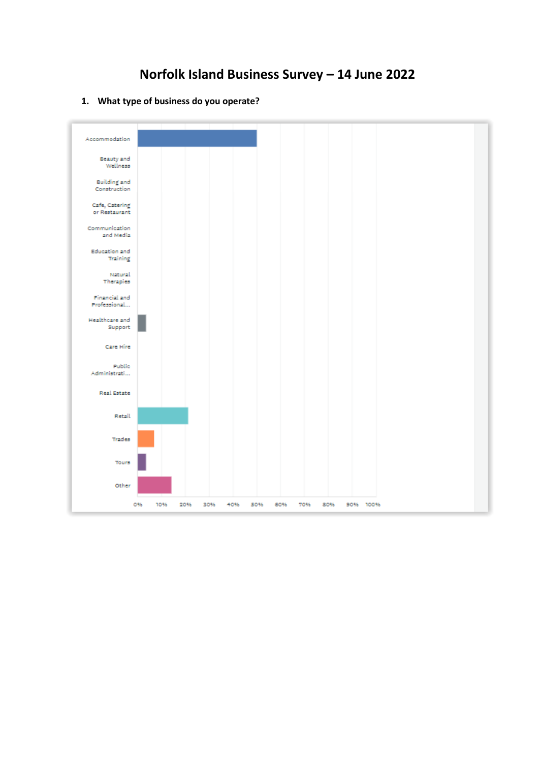# Norfolk Island Business Survey – 14 June 2022

1. **What type of business do you operate?**

Accommodation

Beauty and Wellness

Building and Construction

Cafe, Catering or Restaurant

Communication and Media

Education and Training

Natural Therapies

Financial and Professional...

Healthcare and Support

Care Hire

Public Administrati...

Real Estate

Retail

Trades

Tours

Other

0% 10% 20% 30% 40% 50% 60% 70% 80% 90% 100%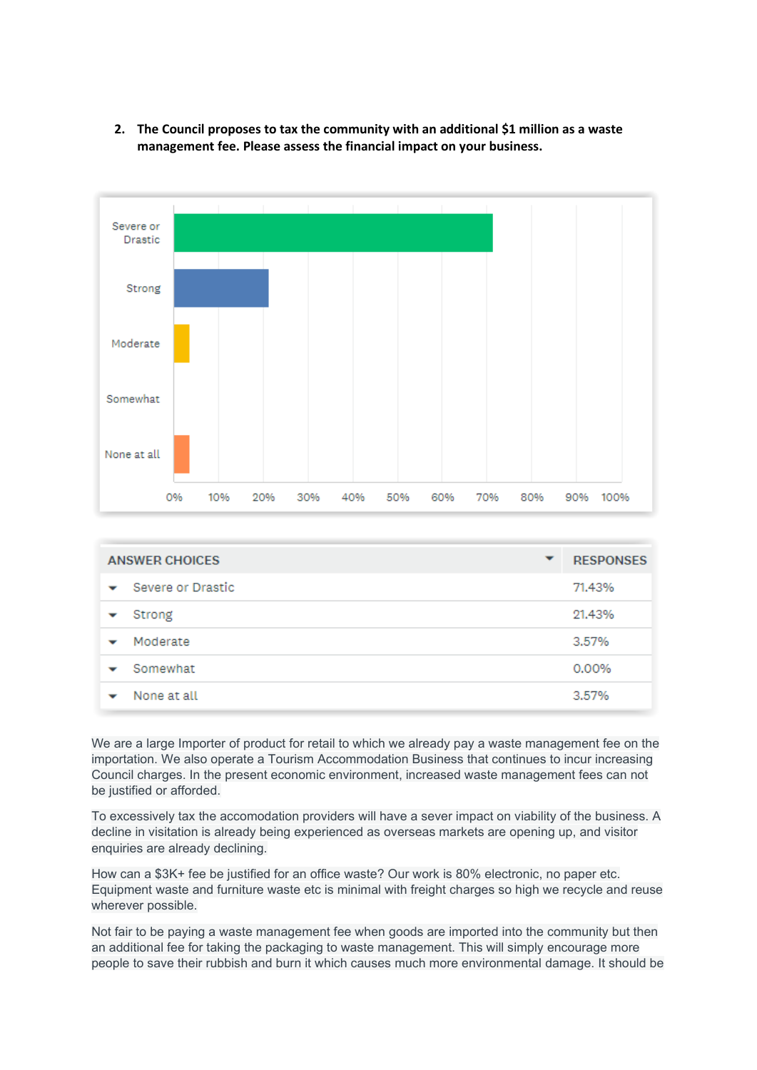2. **The Council proposes to tax the community with an additional $1 million as a waste management fee. Please assess the financial impact on your business.**

| ANSWER CHOICES | RESPONSES |
|---|---|
| Severe or Drastic | 71.43% |
| Strong | 21.43% |
| Moderate | 3.57% |
| Somewhat | 0.00% |
| None at all | 3.57% |

We are a large Importer of product for retail to which we already pay a waste management fee on the importation. We also operate a Tourism Accommodation Business that continues to incur increasing Council charges. In the present economic environment, increased waste management fees can not be justified or afforded.

To excessively tax the accomodation providers will have a sever impact on viability of the business. A decline in visitation is already being experienced as overseas markets are opening up, and visitor enquiries are already declining.

How can a $3K+ fee be justified for an office waste? Our work is 80% electronic, no paper etc. Equipment waste and furniture waste etc is minimal with freight charges so high we recycle and reuse wherever possible.

Not fair to be paying a waste management fee when goods are imported into the community but then an additional fee for taking the packaging to waste management. This will simply encourage more people to save their rubbish and burn it which causes much more environmental damage. It should be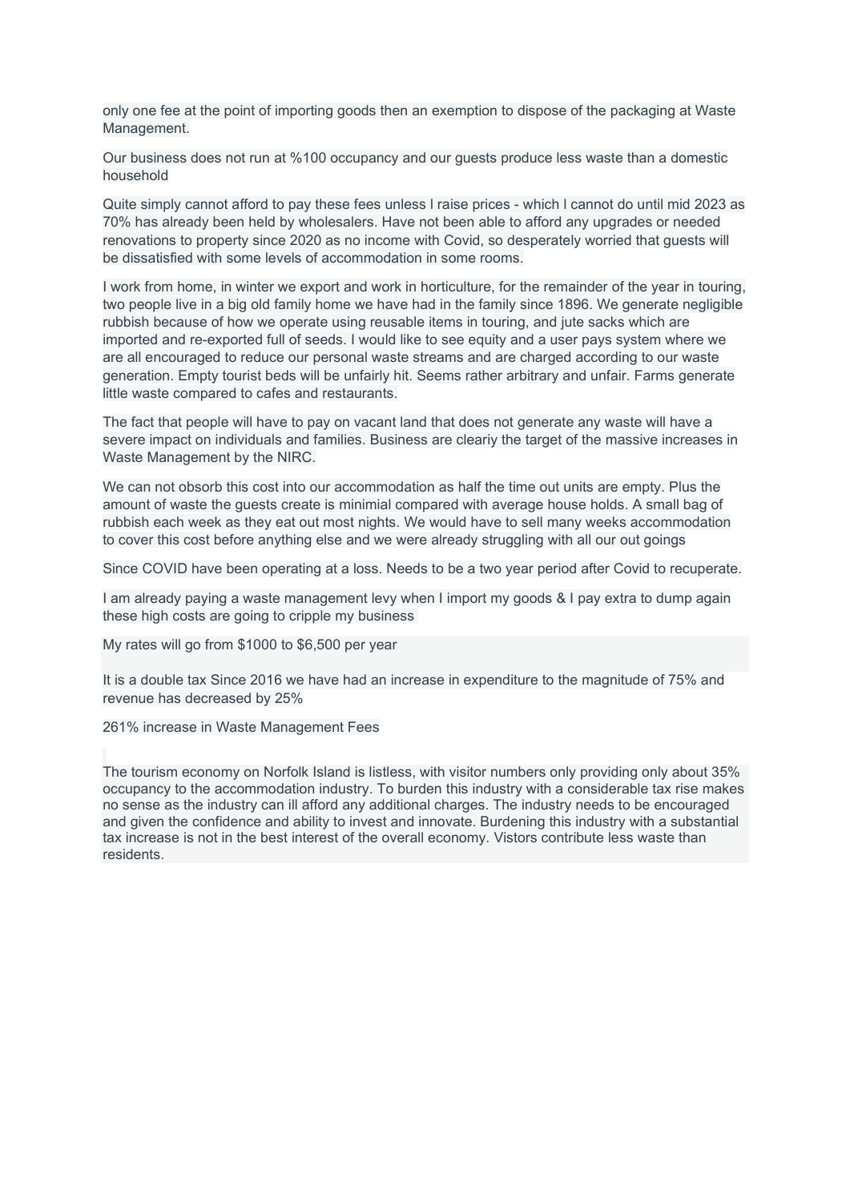only one fee at the point of importing goods then an exemption to dispose of the packaging at Waste Management.

Our business does not run at %100 occupancy and our guests produce less waste than a domestic household

Quite simply cannot afford to pay these fees unless I raise prices - which I cannot do until mid 2023 as 70% has already been held by wholesalers. Have not been able to afford any upgrades or needed renovations to property since 2020 as no income with Covid, so desperately worried that guests will be dissatisfied with some levels of accommodation in some rooms.

I work from home, in winter we export and work in horticulture, for the remainder of the year in touring, two people live in a big old family home we have had in the family since 1896. We generate negligible rubbish because of how we operate using reusable items in touring, and jute sacks which are imported and re-exported full of seeds. I would like to see equity and a user pays system where we are all encouraged to reduce our personal waste streams and are charged according to our waste generation. Empty tourist beds will be unfairly hit. Seems rather arbitrary and unfair. Farms generate little waste compared to cafes and restaurants.

The fact that people will have to pay on vacant land that does not generate any waste will have a severe impact on individuals and families. Business are cleariy the target of the massive increases in Waste Management by the NIRC.

We can not obsorb this cost into our accommodation as half the time out units are empty. Plus the amount of waste the guests create is minimial compared with average house holds. A small bag of rubbish each week as they eat out most nights. We would have to sell many weeks accommodation to cover this cost before anything else and we were already struggling with all our out goings

Since COVID have been operating at a loss. Needs to be a two year period after Covid to recuperate.

I am already paying a waste management levy when I import my goods & I pay extra to dump again these high costs are going to cripple my business

My rates will go from $1000 to $6,500 per year

It is a double tax Since 2016 we have had an increase in expenditure to the magnitude of 75% and revenue has decreased by 25%

261% increase in Waste Management Fees

The tourism economy on Norfolk Island is listless, with visitor numbers only providing only about 35% occupancy to the accommodation industry. To burden this industry with a considerable tax rise makes no sense as the industry can ill afford any additional charges. The industry needs to be encouraged and given the confidence and ability to invest and innovate. Burdening this industry with a substantial tax increase is not in the best interest of the overall economy. Vistors contribute less waste than residents.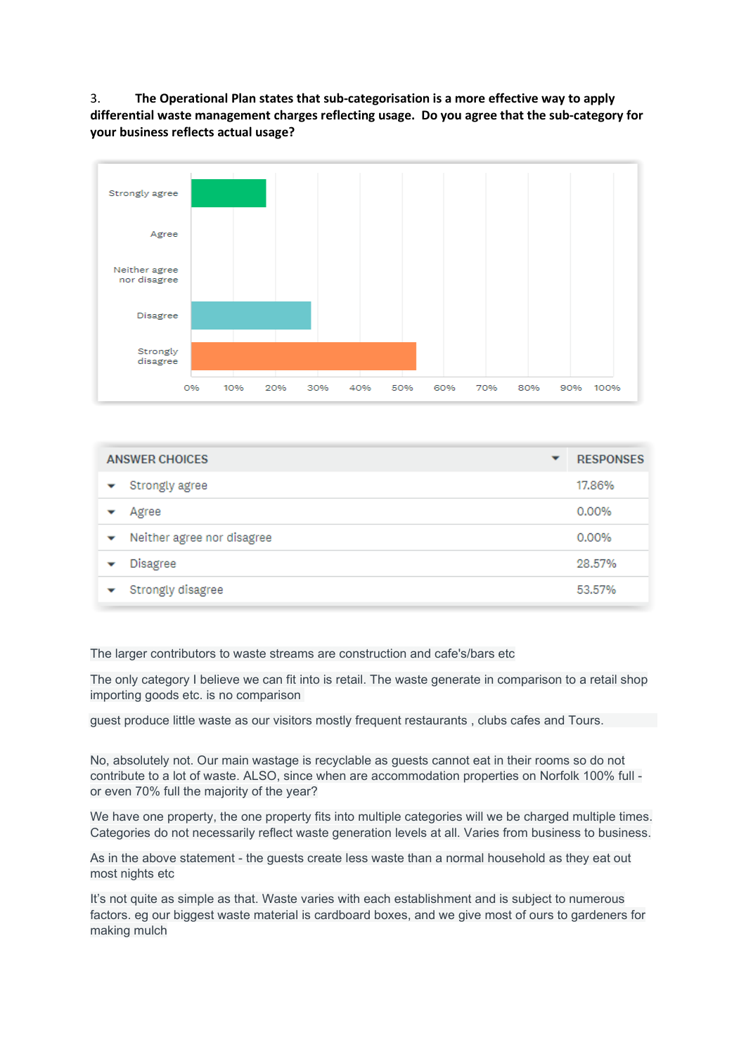3. **The Operational Plan states that sub-categorisation is a more effective way to apply differential waste management charges reflecting usage. Do you agree that the sub-category for your business reflects actual usage?**

| ANSWER CHOICES | RESPONSES |
|---|---|
| Strongly agree | 17.86% |
| Agree | 0.00% |
| Neither agree nor disagree | 0.00% |
| Disagree | 28.57% |
| Strongly disagree | 53.57% |

The larger contributors to waste streams are construction and cafe's/bars etc

The only category I believe we can fit into is retail. The waste generate in comparison to a retail shop importing goods etc. is no comparison

guest produce little waste as our visitors mostly frequent restaurants , clubs cafes and Tours.

No, absolutely not. Our main wastage is recyclable as guests cannot eat in their rooms so do not contribute to a lot of waste. ALSO, since when are accommodation properties on Norfolk 100% full - or even 70% full the majority of the year?

We have one property, the one property fits into multiple categories will we be charged multiple times. Categories do not necessarily reflect waste generation levels at all. Varies from business to business.

As in the above statement - the guests create less waste than a normal household as they eat out most nights etc

It's not quite as simple as that. Waste varies with each establishment and is subject to numerous factors. eg our biggest waste material is cardboard boxes, and we give most of ours to gardeners for making mulch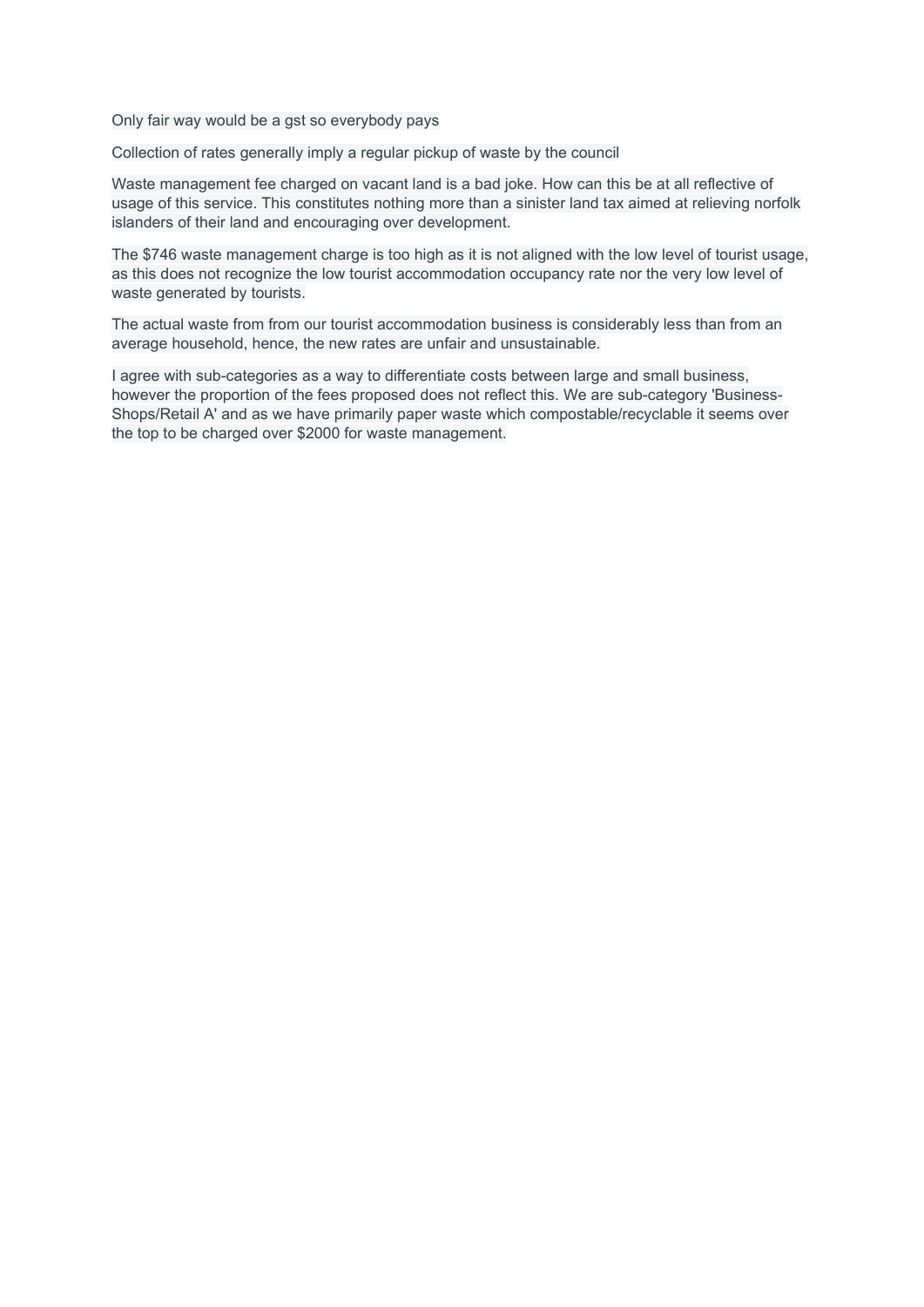Only fair way would be a gst so everybody pays

Collection of rates generally imply a regular pickup of waste by the council

Waste management fee charged on vacant land is a bad joke. How can this be at all reflective of usage of this service. This constitutes nothing more than a sinister land tax aimed at relieving norfolk islanders of their land and encouraging over development.

The $746 waste management charge is too high as it is not aligned with the low level of tourist usage, as this does not recognize the low tourist accommodation occupancy rate nor the very low level of waste generated by tourists.

The actual waste from from our tourist accommodation business is considerably less than from an average household, hence, the new rates are unfair and unsustainable.

I agree with sub-categories as a way to differentiate costs between large and small business, however the proportion of the fees proposed does not reflect this. We are sub-category 'Business-Shops/Retail A' and as we have primarily paper waste which compostable/recyclable it seems over the top to be charged over $2000 for waste management.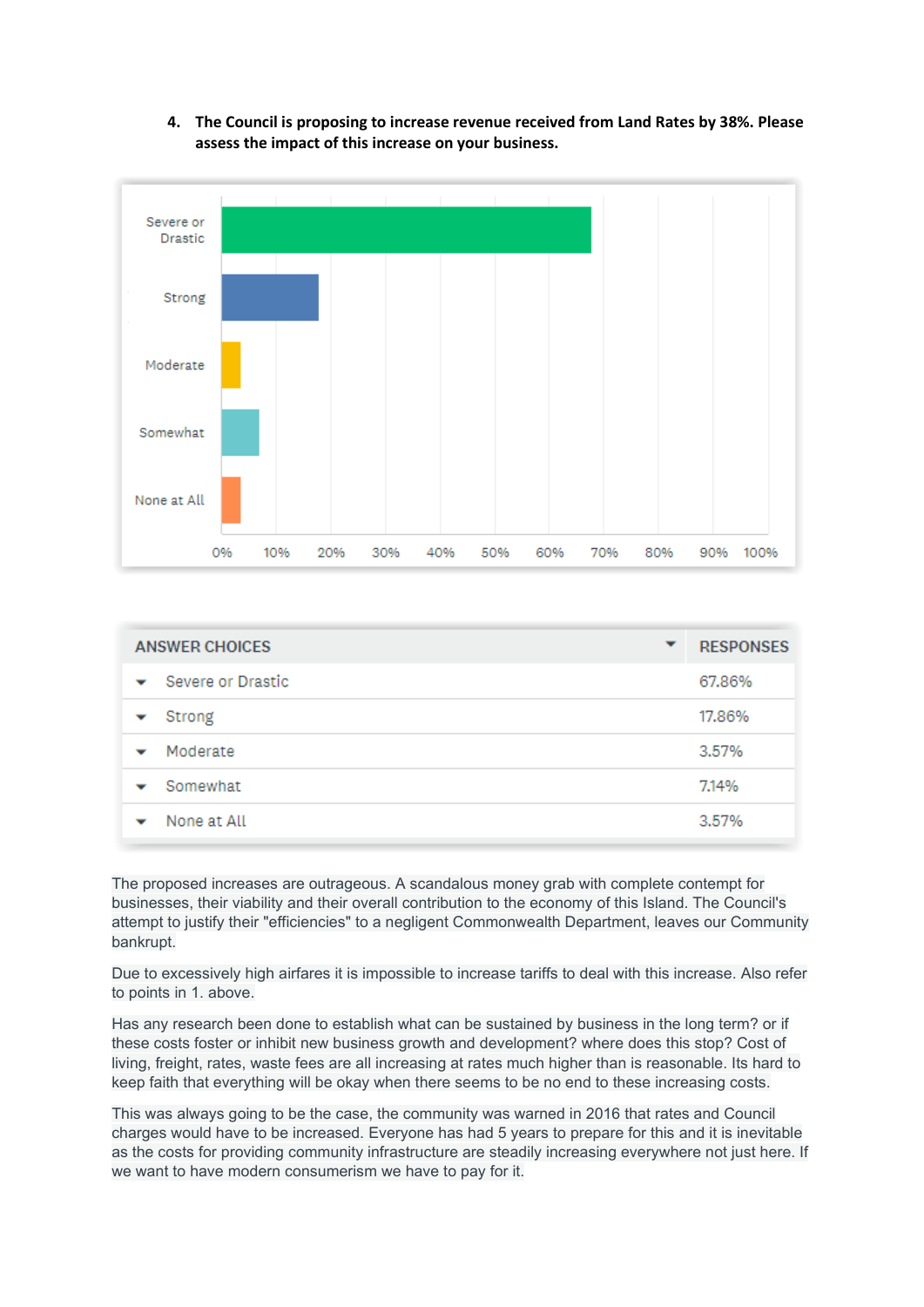4. **The Council is proposing to increase revenue received from Land Rates by 38%. Please assess the impact of this increase on your business.**

| ANSWER CHOICES | RESPONSES |
|---|---|
| Severe or Drastic | 67.86% |
| Strong | 17.86% |
| Moderate | 3.57% |
| Somewhat | 7.14% |
| None at All | 3.57% |

The proposed increases are outrageous. A scandalous money grab with complete contempt for businesses, their viability and their overall contribution to the economy of this Island. The Council's attempt to justify their "efficiencies" to a negligent Commonwealth Department, leaves our Community bankrupt.

Due to excessively high airfares it is impossible to increase tariffs to deal with this increase. Also refer to points in 1. above.

Has any research been done to establish what can be sustained by business in the long term? or if these costs foster or inhibit new business growth and development? where does this stop? Cost of living, freight, rates, waste fees are all increasing at rates much higher than is reasonable. Its hard to keep faith that everything will be okay when there seems to be no end to these increasing costs.

This was always going to be the case, the community was warned in 2016 that rates and Council charges would have to be increased. Everyone has had 5 years to prepare for this and it is inevitable as the costs for providing community infrastructure are steadily increasing everywhere not just here. If we want to have modern consumerism we have to pay for it.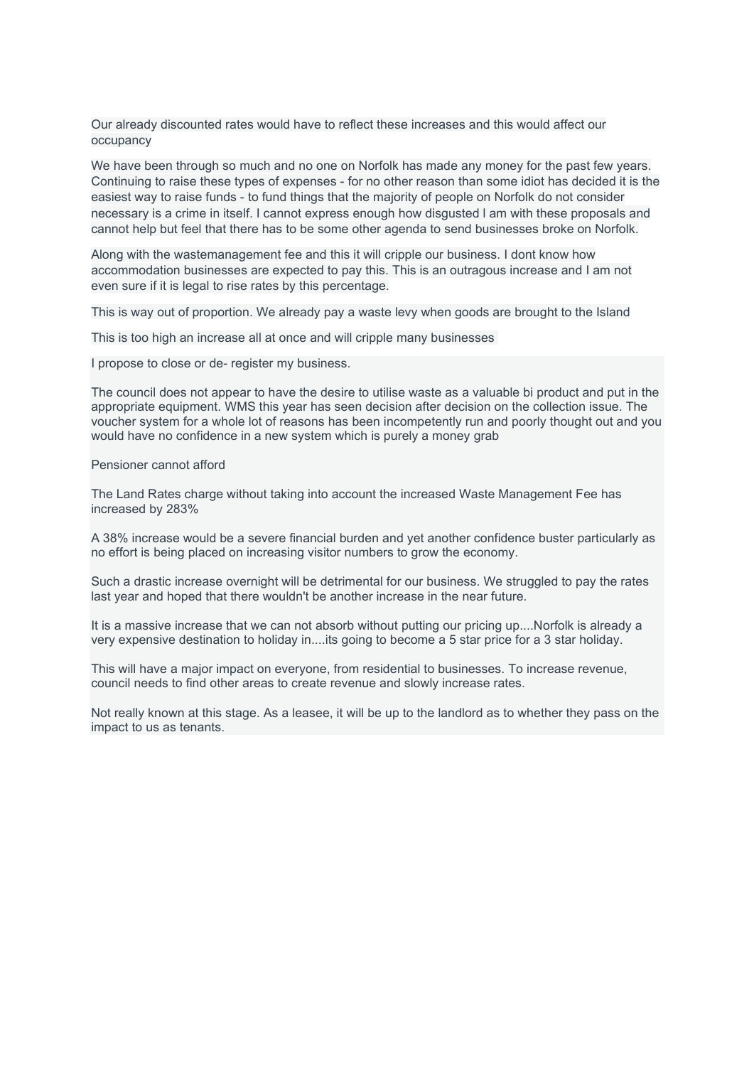Our already discounted rates would have to reflect these increases and this would affect our occupancy

We have been through so much and no one on Norfolk has made any money for the past few years. Continuing to raise these types of expenses - for no other reason than some idiot has decided it is the easiest way to raise funds - to fund things that the majority of people on Norfolk do not consider necessary is a crime in itself. I cannot express enough how disgusted I am with these proposals and cannot help but feel that there has to be some other agenda to send businesses broke on Norfolk.

Along with the wastemanagement fee and this it will cripple our business. I dont know how accommodation businesses are expected to pay this. This is an outragous increase and I am not even sure if it is legal to rise rates by this percentage.

This is way out of proportion. We already pay a waste levy when goods are brought to the Island

This is too high an increase all at once and will cripple many businesses

I propose to close or de- register my business.

The council does not appear to have the desire to utilise waste as a valuable bi product and put in the appropriate equipment. WMS this year has seen decision after decision on the collection issue. The voucher system for a whole lot of reasons has been incompetently run and poorly thought out and you would have no confidence in a new system which is purely a money grab

Pensioner cannot afford

The Land Rates charge without taking into account the increased Waste Management Fee has increased by 283%

A 38% increase would be a severe financial burden and yet another confidence buster particularly as no effort is being placed on increasing visitor numbers to grow the economy.

Such a drastic increase overnight will be detrimental for our business. We struggled to pay the rates last year and hoped that there wouldn't be another increase in the near future.

It is a massive increase that we can not absorb without putting our pricing up....Norfolk is already a very expensive destination to holiday in....its going to become a 5 star price for a 3 star holiday.

This will have a major impact on everyone, from residential to businesses. To increase revenue, council needs to find other areas to create revenue and slowly increase rates.

Not really known at this stage. As a leasee, it will be up to the landlord as to whether they pass on the impact to us as tenants.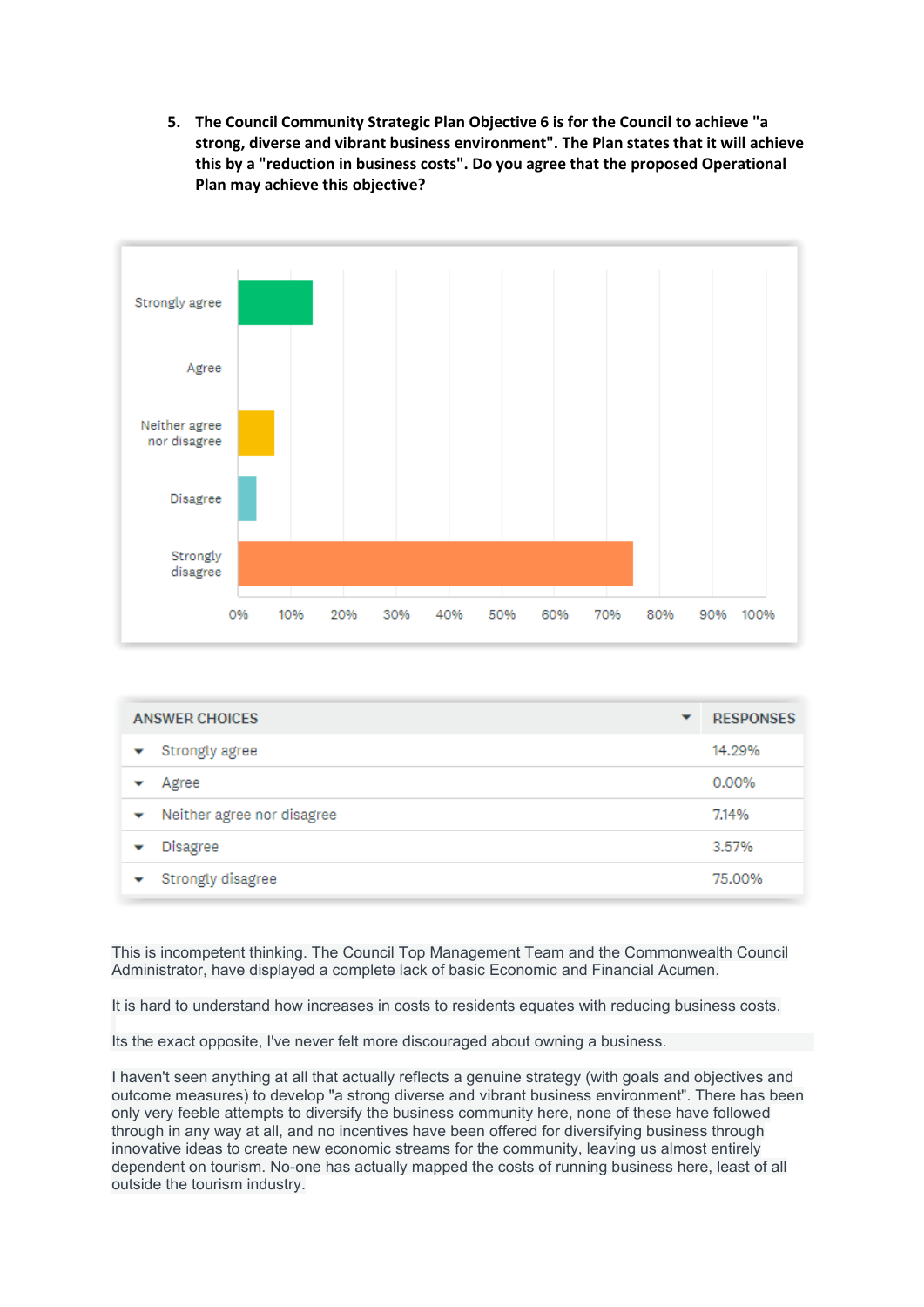5. **The Council Community Strategic Plan Objective 6 is for the Council to achieve "a strong, diverse and vibrant business environment". The Plan states that it will achieve this by a "reduction in business costs". Do you agree that the proposed Operational Plan may achieve this objective?**

| ANSWER CHOICES | RESPONSES |
|---|---|
| Strongly agree | 14.29% |
| Agree | 0.00% |
| Neither agree nor disagree | 7.14% |
| Disagree | 3.57% |
| Strongly disagree | 75.00% |

This is incompetent thinking. The Council Top Management Team and the Commonwealth Council Administrator, have displayed a complete lack of basic Economic and Financial Acumen.

It is hard to understand how increases in costs to residents equates with reducing business costs.

Its the exact opposite, I've never felt more discouraged about owning a business.

I haven't seen anything at all that actually reflects a genuine strategy (with goals and objectives and outcome measures) to develop "a strong diverse and vibrant business environment". There has been only very feeble attempts to diversify the business community here, none of these have followed through in any way at all, and no incentives have been offered for diversifying business through innovative ideas to create new economic streams for the community, leaving us almost entirely dependent on tourism. No-one has actually mapped the costs of running business here, least of all outside the tourism industry.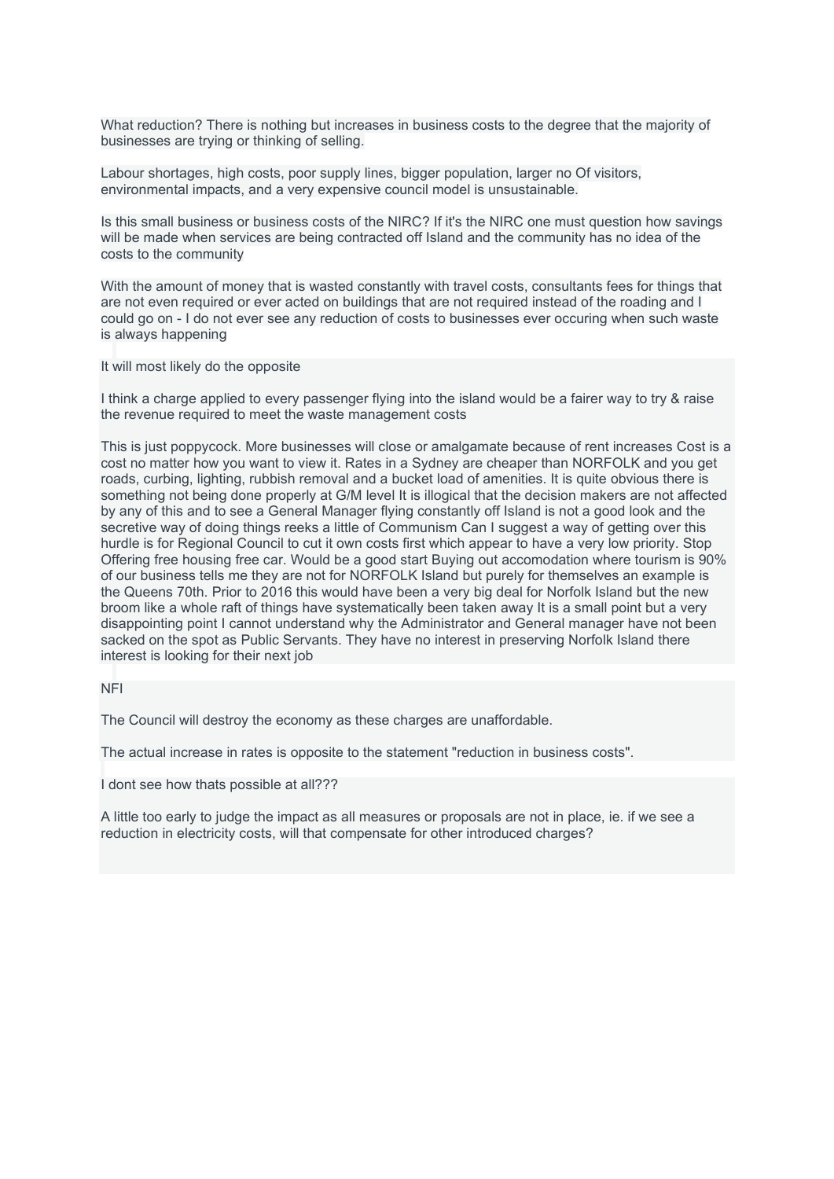What reduction? There is nothing but increases in business costs to the degree that the majority of businesses are trying or thinking of selling.

Labour shortages, high costs, poor supply lines, bigger population, larger no Of visitors, environmental impacts, and a very expensive council model is unsustainable.

Is this small business or business costs of the NIRC? If it's the NIRC one must question how savings will be made when services are being contracted off Island and the community has no idea of the costs to the community

With the amount of money that is wasted constantly with travel costs, consultants fees for things that are not even required or ever acted on buildings that are not required instead of the roading and I could go on - I do not ever see any reduction of costs to businesses ever occuring when such waste is always happening

It will most likely do the opposite

I think a charge applied to every passenger flying into the island would be a fairer way to try & raise the revenue required to meet the waste management costs

This is just poppycock. More businesses will close or amalgamate because of rent increases Cost is a cost no matter how you want to view it. Rates in a Sydney are cheaper than NORFOLK and you get roads, curbing, lighting, rubbish removal and a bucket load of amenities. It is quite obvious there is something not being done properly at G/M level It is illogical that the decision makers are not affected by any of this and to see a General Manager flying constantly off Island is not a good look and the secretive way of doing things reeks a little of Communism Can I suggest a way of getting over this hurdle is for Regional Council to cut it own costs first which appear to have a very low priority. Stop Offering free housing free car. Would be a good start Buying out accomodation where tourism is 90% of our business tells me they are not for NORFOLK Island but purely for themselves an example is the Queens 70th. Prior to 2016 this would have been a very big deal for Norfolk Island but the new broom like a whole raft of things have systematically been taken away It is a small point but a very disappointing point I cannot understand why the Administrator and General manager have not been sacked on the spot as Public Servants. They have no interest in preserving Norfolk Island there interest is looking for their next job

NFI

The Council will destroy the economy as these charges are unaffordable.

The actual increase in rates is opposite to the statement "reduction in business costs".

I dont see how thats possible at all???

A little too early to judge the impact as all measures or proposals are not in place, ie. if we see a reduction in electricity costs, will that compensate for other introduced charges?